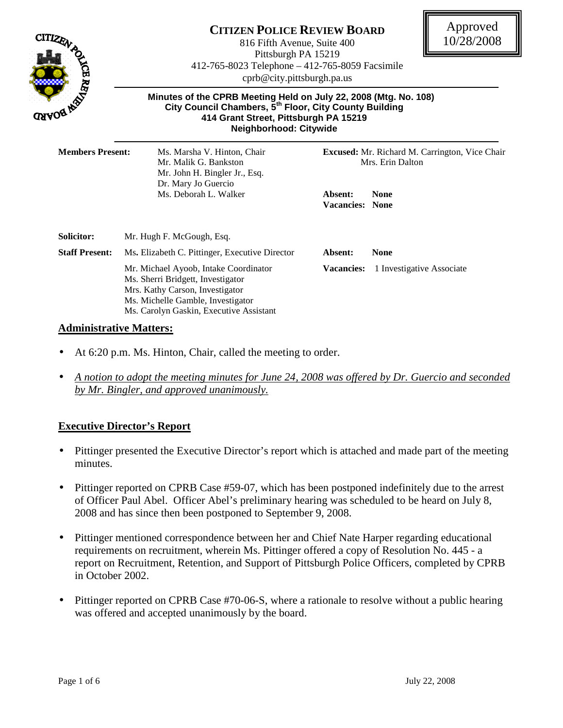# CITIZEN POLICE REVIEW BOARD

816 Fifth Avenue, Suite 400
Pittsburgh PA 15219
412-765-8023 Telephone – 412-765-8059 Facsimile
cprb@city.pittsburgh.pa.us

Approved
10/28/2008

**Minutes of the CPRB Meeting Held on July 22, 2008 (Mtg. No. 108)**
**City Council Chambers, 5th Floor, City County Building**
**414 Grant Street, Pittsburgh PA 15219**
**Neighborhood: Citywide**

**Members Present:**
Ms. Marsha V. Hinton, Chair
Mr. Malik G. Bankston
Mr. John H. Bingler Jr., Esq.
Dr. Mary Jo Guercio
Ms. Deborah L. Walker

**Excused:** Mr. Richard M. Carrington, Vice Chair
Mrs. Erin Dalton

**Absent:** **None**
**Vacancies:** **None**

**Solicitor:** Mr. Hugh F. McGough, Esq.

**Staff Present:** Ms. Elizabeth C. Pittinger, Executive Director
Mr. Michael Ayoob, Intake Coordinator
Ms. Sherri Bridgett, Investigator
Mrs. Kathy Carson, Investigator
Ms. Michelle Gamble, Investigator
Ms. Carolyn Gaskin, Executive Assistant

**Absent:** **None**
**Vacancies:** 1 Investigative Associate

## Administrative Matters:

- At 6:20 p.m. Ms. Hinton, Chair, called the meeting to order.
- *A notion to adopt the meeting minutes for June 24, 2008 was offered by Dr. Guercio and seconded by Mr. Bingler, and approved unanimously.*

## Executive Director's Report

- Pittinger presented the Executive Director's report which is attached and made part of the meeting minutes.
- Pittinger reported on CPRB Case #59-07, which has been postponed indefinitely due to the arrest of Officer Paul Abel. Officer Abel's preliminary hearing was scheduled to be heard on July 8, 2008 and has since then been postponed to September 9, 2008.
- Pittinger mentioned correspondence between her and Chief Nate Harper regarding educational requirements on recruitment, wherein Ms. Pittinger offered a copy of Resolution No. 445 - a report on Recruitment, Retention, and Support of Pittsburgh Police Officers, completed by CPRB in October 2002.
- Pittinger reported on CPRB Case #70-06-S, where a rationale to resolve without a public hearing was offered and accepted unanimously by the board.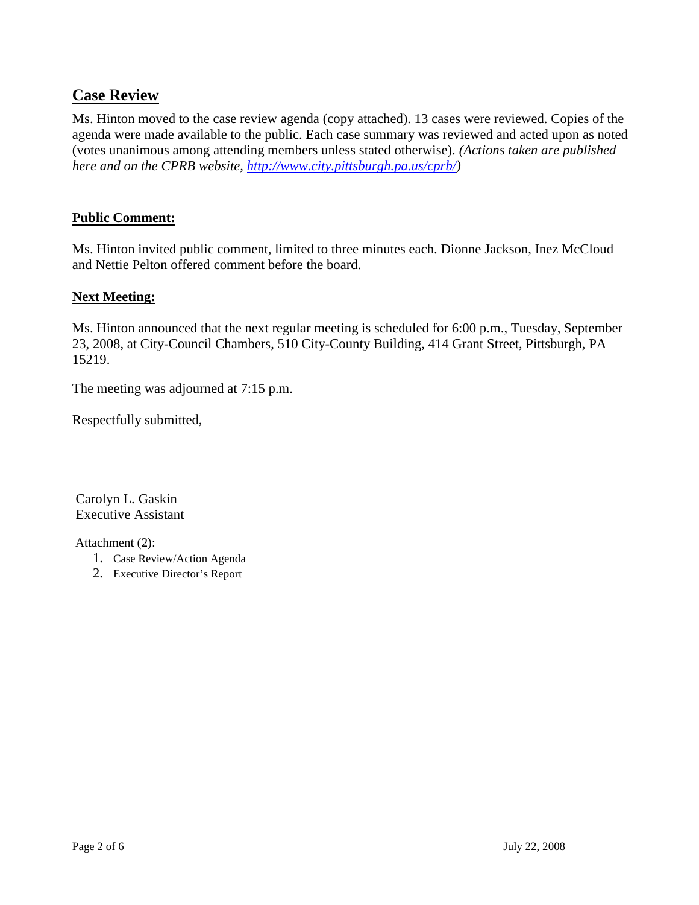## Case Review

Ms. Hinton moved to the case review agenda (copy attached). 13 cases were reviewed. Copies of the agenda were made available to the public. Each case summary was reviewed and acted upon as noted (votes unanimous among attending members unless stated otherwise). *(Actions taken are published here and on the CPRB website, [http://www.city.pittsburgh.pa.us/cprb/](http://www.city.pittsburgh.pa.us/cprb/))*

**Public Comment:**

Ms. Hinton invited public comment, limited to three minutes each. Dionne Jackson, Inez McCloud and Nettie Pelton offered comment before the board.

**Next Meeting:**

Ms. Hinton announced that the next regular meeting is scheduled for 6:00 p.m., Tuesday, September 23, 2008, at City-Council Chambers, 510 City-County Building, 414 Grant Street, Pittsburgh, PA 15219.

The meeting was adjourned at 7:15 p.m.

Respectfully submitted,

Carolyn L. Gaskin
Executive Assistant

Attachment (2):

1. Case Review/Action Agenda
2. Executive Director's Report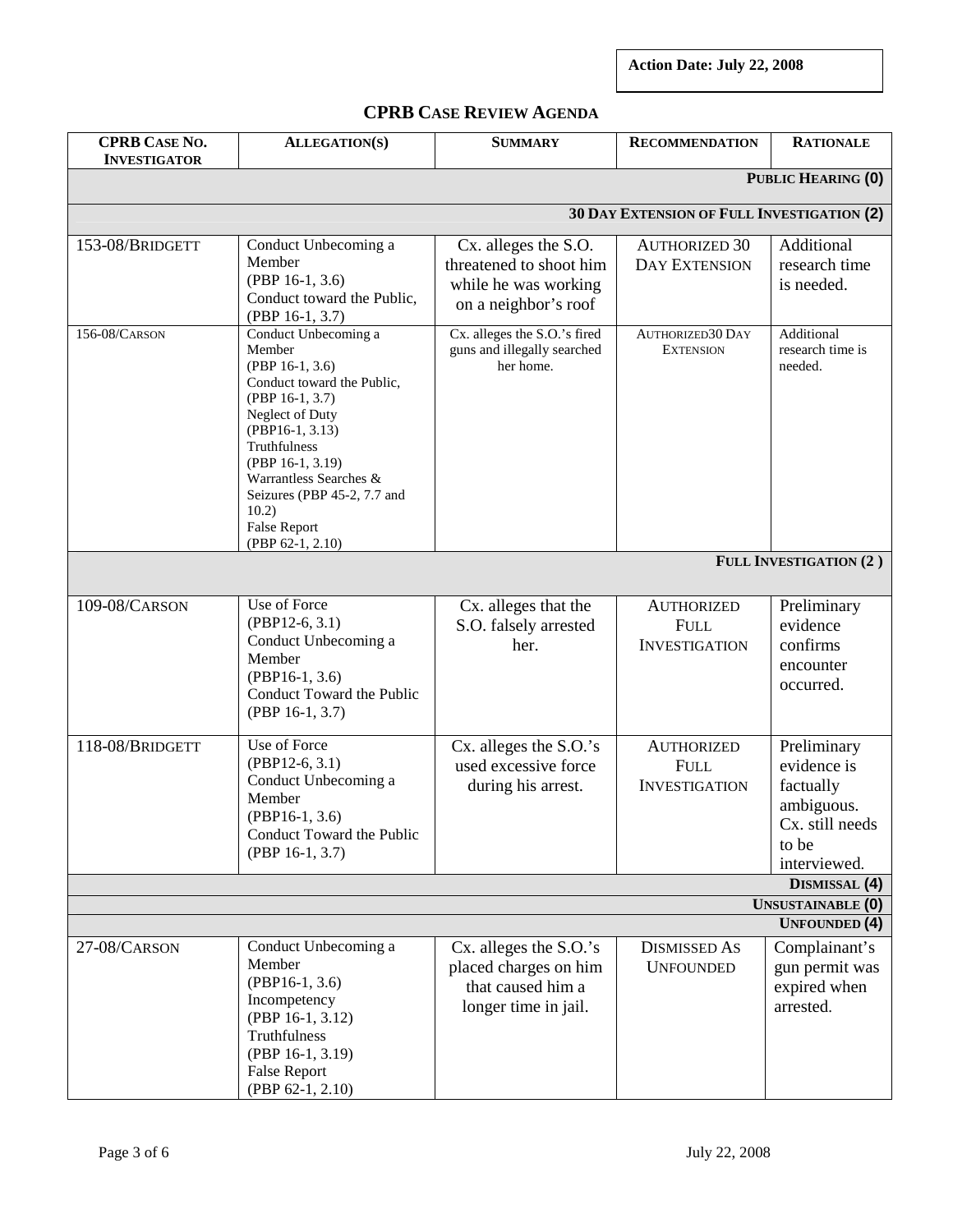**Action Date: July 22, 2008**

# CPRB CASE REVIEW AGENDA

| CPRB CASE NO. INVESTIGATOR | ALLEGATION(S) | SUMMARY | RECOMMENDATION | RATIONALE |
|---|---|---|---|---|
| | | | | **PUBLIC HEARING (0)** |
| | | | | **30 DAY EXTENSION OF FULL INVESTIGATION (2)** |
| 153-08/BRIDGETT | Conduct Unbecoming a Member (PBP 16-1, 3.6) Conduct toward the Public, (PBP 16-1, 3.7) | Cx. alleges the S.O. threatened to shoot him while he was working on a neighbor's roof | AUTHORIZED 30 DAY EXTENSION | Additional research time is needed. |
| 156-08/CARSON | Conduct Unbecoming a Member (PBP 16-1, 3.6) Conduct toward the Public, (PBP 16-1, 3.7) Neglect of Duty (PBP16-1, 3.13) Truthfulness (PBP 16-1, 3.19) Warrantless Searches & Seizures (PBP 45-2, 7.7 and 10.2) False Report (PBP 62-1, 2.10) | Cx. alleges the S.O.'s fired guns and illegally searched her home. | AUTHORIZED30 DAY EXTENSION | Additional research time is needed. |
| | | | | **FULL INVESTIGATION (2 )** |
| 109-08/CARSON | Use of Force (PBP12-6, 3.1) Conduct Unbecoming a Member (PBP16-1, 3.6) Conduct Toward the Public (PBP 16-1, 3.7) | Cx. alleges that the S.O. falsely arrested her. | AUTHORIZED FULL INVESTIGATION | Preliminary evidence confirms encounter occurred. |
| 118-08/BRIDGETT | Use of Force (PBP12-6, 3.1) Conduct Unbecoming a Member (PBP16-1, 3.6) Conduct Toward the Public (PBP 16-1, 3.7) | Cx. alleges the S.O.'s used excessive force during his arrest. | AUTHORIZED FULL INVESTIGATION | Preliminary evidence is factually ambiguous. Cx. still needs to be interviewed. |
| | | | | **DISMISSAL (4)** |
| | | | | **UNSUSTAINABLE (0)** |
| | | | | **UNFOUNDED (4)** |
| 27-08/CARSON | Conduct Unbecoming a Member (PBP16-1, 3.6) Incompetency (PBP 16-1, 3.12) Truthfulness (PBP 16-1, 3.19) False Report (PBP 62-1, 2.10) | Cx. alleges the S.O.'s placed charges on him that caused him a longer time in jail. | DISMISSED AS UNFOUNDED | Complainant's gun permit was expired when arrested. |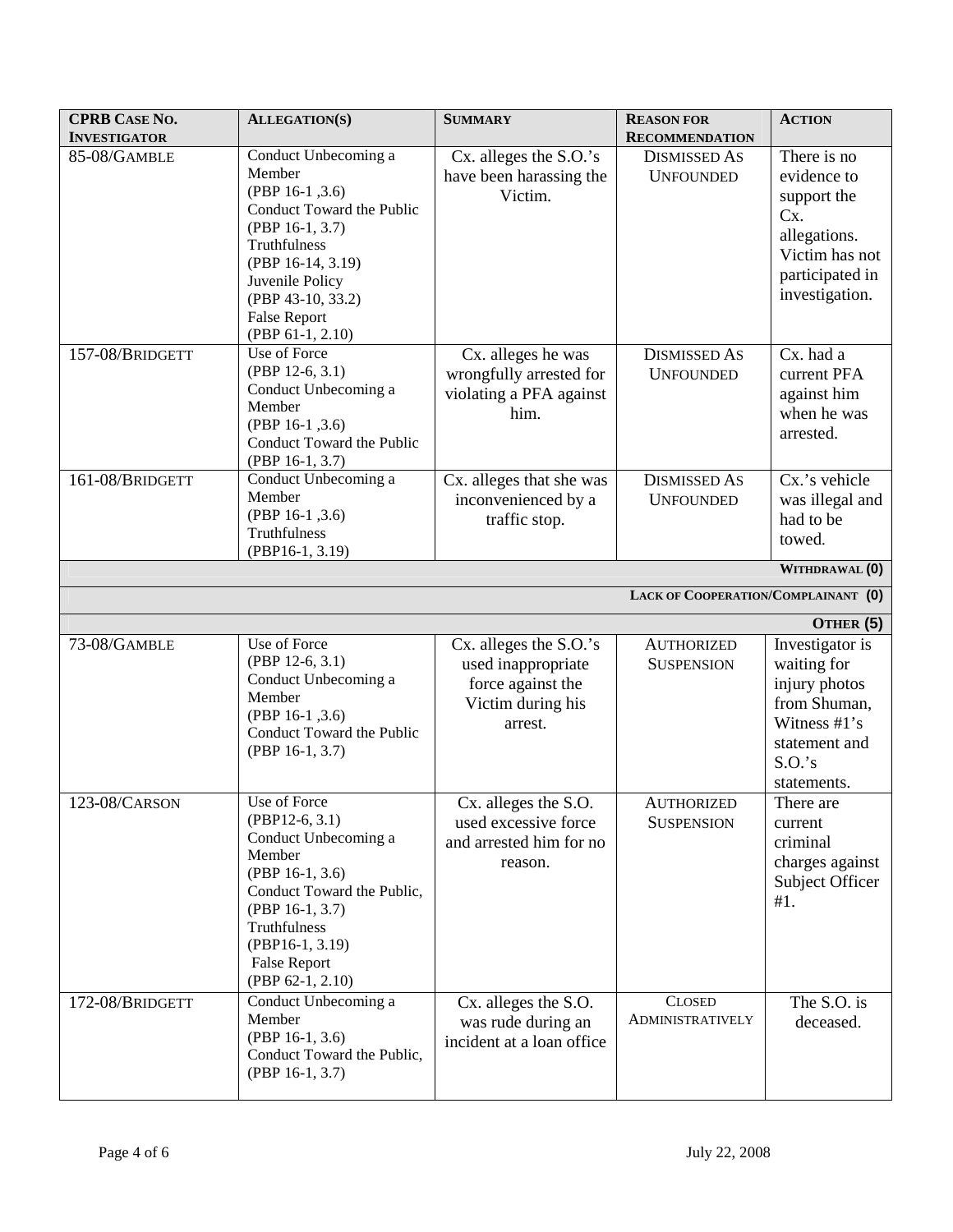| CPRB CASE NO. INVESTIGATOR | ALLEGATION(S) | SUMMARY | REASON FOR RECOMMENDATION | ACTION |
|---|---|---|---|---|
| 85-08/GAMBLE | Conduct Unbecoming a Member (PBP 16-1 ,3.6) Conduct Toward the Public (PBP 16-1, 3.7) Truthfulness (PBP 16-14, 3.19) Juvenile Policy (PBP 43-10, 33.2) False Report (PBP 61-1, 2.10) | Cx. alleges the S.O.'s have been harassing the Victim. | DISMISSED AS UNFOUNDED | There is no evidence to support the Cx. allegations. Victim has not participated in investigation. |
| 157-08/BRIDGETT | Use of Force (PBP 12-6, 3.1) Conduct Unbecoming a Member (PBP 16-1 ,3.6) Conduct Toward the Public (PBP 16-1, 3.7) | Cx. alleges he was wrongfully arrested for violating a PFA against him. | DISMISSED AS UNFOUNDED | Cx. had a current PFA against him when he was arrested. |
| 161-08/BRIDGETT | Conduct Unbecoming a Member (PBP 16-1 ,3.6) Truthfulness (PBP16-1, 3.19) | Cx. alleges that she was inconvenienced by a traffic stop. | DISMISSED AS UNFOUNDED | Cx.'s vehicle was illegal and had to be towed. |
| | | | | **WITHDRAWAL (0)** |
| | | | | **LACK OF COOPERATION/COMPLAINANT (0)** |
| | | | | **OTHER (5)** |
| 73-08/GAMBLE | Use of Force (PBP 12-6, 3.1) Conduct Unbecoming a Member (PBP 16-1 ,3.6) Conduct Toward the Public (PBP 16-1, 3.7) | Cx. alleges the S.O.'s used inappropriate force against the Victim during his arrest. | AUTHORIZED SUSPENSION | Investigator is waiting for injury photos from Shuman, Witness #1's statement and S.O.'s statements. |
| 123-08/CARSON | Use of Force (PBP12-6, 3.1) Conduct Unbecoming a Member (PBP 16-1, 3.6) Conduct Toward the Public, (PBP 16-1, 3.7) Truthfulness (PBP16-1, 3.19) False Report (PBP 62-1, 2.10) | Cx. alleges the S.O. used excessive force and arrested him for no reason. | AUTHORIZED SUSPENSION | There are current criminal charges against Subject Officer #1. |
| 172-08/BRIDGETT | Conduct Unbecoming a Member (PBP 16-1, 3.6) Conduct Toward the Public, (PBP 16-1, 3.7) | Cx. alleges the S.O. was rude during an incident at a loan office | CLOSED ADMINISTRATIVELY | The S.O. is deceased. |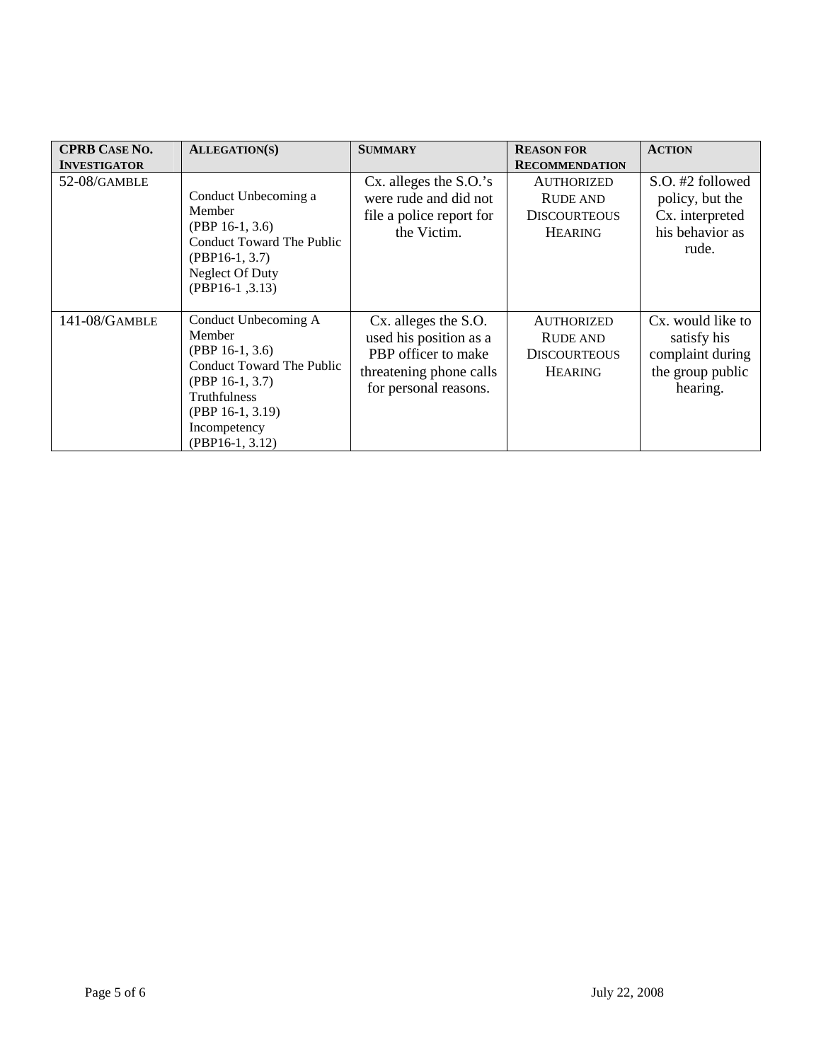| CPRB Case No. Investigator | Allegation(s) | Summary | Reason for Recommendation | Action |
| --- | --- | --- | --- | --- |
| 52-08/Gamble | Conduct Unbecoming a Member (PBP 16-1, 3.6) Conduct Toward The Public (PBP16-1, 3.7) Neglect Of Duty (PBP16-1 ,3.13) | Cx. alleges the S.O.'s were rude and did not file a police report for the Victim. | Authorized Rude and Discourteous Hearing | S.O. #2 followed policy, but the Cx. interpreted his behavior as rude. |
| 141-08/Gamble | Conduct Unbecoming A Member (PBP 16-1, 3.6) Conduct Toward The Public (PBP 16-1, 3.7) Truthfulness (PBP 16-1, 3.19) Incompetency (PBP16-1, 3.12) | Cx. alleges the S.O. used his position as a PBP officer to make threatening phone calls for personal reasons. | Authorized Rude and Discourteous Hearing | Cx. would like to satisfy his complaint during the group public hearing. |

July 22, 2008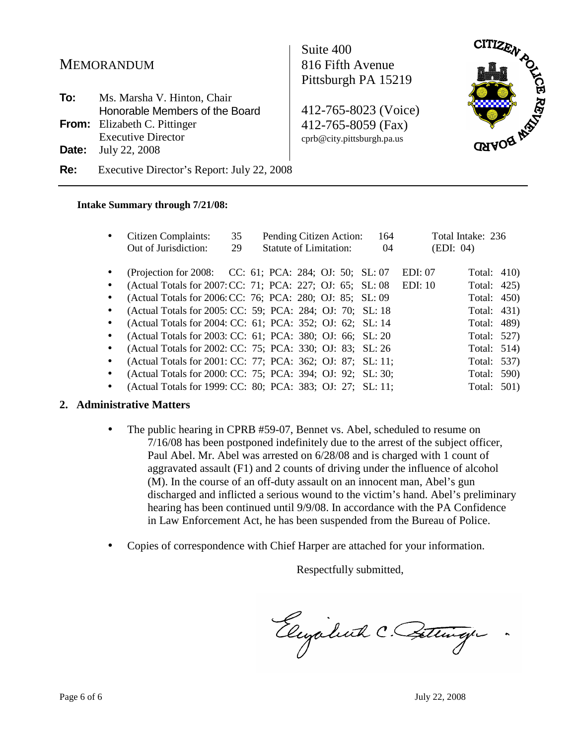# MEMORANDUM

**To:** Ms. Marsha V. Hinton, Chair
Honorable Members of the Board

**From:** Elizabeth C. Pittinger
Executive Director

**Date:** July 22, 2008

Suite 400
816 Fifth Avenue
Pittsburgh PA 15219

412-765-8023 (Voice)
412-765-8059 (Fax)
cprb@city.pittsburgh.pa.us

CITIZEN POLICE REVIEW BOARD

**Re:** Executive Director's Report: July 22, 2008

---

**Intake Summary through 7/21/08:**

- Citizen Complaints: 35 Pending Citizen Action: 164 Total Intake: 236
  Out of Jurisdiction: 29 Statute of Limitation: 04 (EDI: 04)

- (Projection for 2008: CC: 61; PCA: 284; OJ: 50; SL: 07 EDI: 07 Total: 410)
- (Actual Totals for 2007: CC: 71; PCA: 227; OJ: 65; SL: 08 EDI: 10 Total: 425)
- (Actual Totals for 2006: CC: 76; PCA: 280; OJ: 85; SL: 09 Total: 450)
- (Actual Totals for 2005: CC: 59; PCA: 284; OJ: 70; SL: 18 Total: 431)
- (Actual Totals for 2004: CC: 61; PCA: 352; OJ: 62; SL: 14 Total: 489)
- (Actual Totals for 2003: CC: 61; PCA: 380; OJ: 66; SL: 20 Total: 527)
- (Actual Totals for 2002: CC: 75; PCA: 330; OJ: 83; SL: 26 Total: 514)
- (Actual Totals for 2001: CC: 77; PCA: 362; OJ: 87; SL: 11; Total: 537)
- (Actual Totals for 2000: CC: 75; PCA: 394; OJ: 92; SL: 30; Total: 590)
- (Actual Totals for 1999: CC: 80; PCA: 383; OJ: 27; SL: 11; Total: 501)

## 2. Administrative Matters

- The public hearing in CPRB #59-07, Bennet vs. Abel, scheduled to resume on 7/16/08 has been postponed indefinitely due to the arrest of the subject officer, Paul Abel. Mr. Abel was arrested on 6/28/08 and is charged with 1 count of aggravated assault (F1) and 2 counts of driving under the influence of alcohol (M). In the course of an off-duty assault on an innocent man, Abel's gun discharged and inflicted a serious wound to the victim's hand. Abel's preliminary hearing has been continued until 9/9/08. In accordance with the PA Confidence in Law Enforcement Act, he has been suspended from the Bureau of Police.

- Copies of correspondence with Chief Harper are attached for your information.

Respectfully submitted,

Elizabeth C. Pittinger